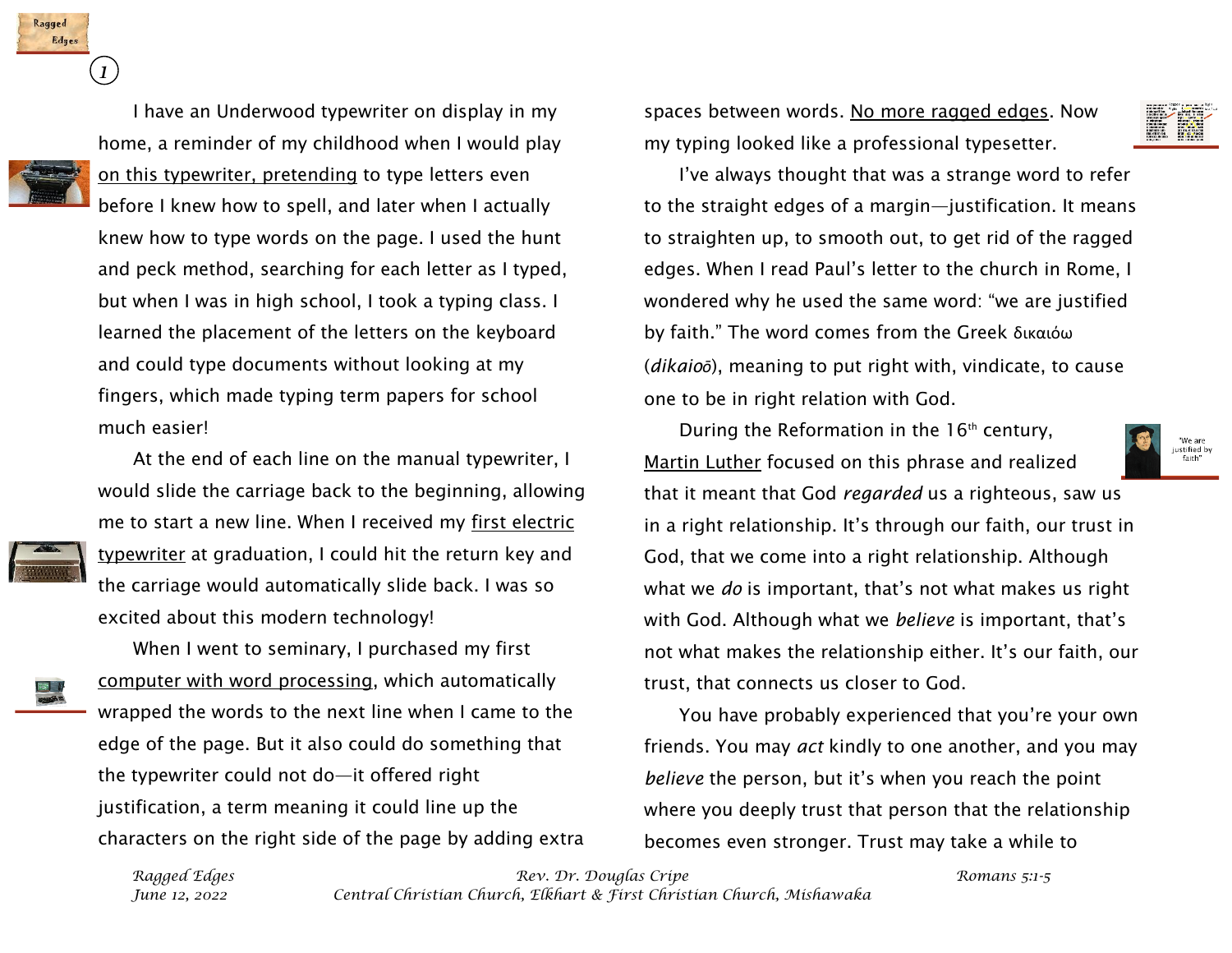I have an Underwood typewriter on display in my home, a reminder of my childhood when I would play on this typewriter, pretending to type letters even before I knew how to spell, and later when I actually knew how to type words on the page. I used the hunt and peck method, searching for each letter as I typed, but when I was in high school, I took a typing class. I learned the placement of the letters on the keyboard and could type documents without looking at my fingers, which made typing term papers for school much easier!

At the end of each line on the manual typewriter, I would slide the carriage back to the beginning, allowing me to start a new line. When I received my first electric typewriter at graduation, I could hit the return key and the carriage would automatically slide back. I was so excited about this modern technology!

When I went to seminary, I purchased my first computer with word processing, which automatically wrapped the words to the next line when I came to the edge of the page. But it also could do something that the typewriter could not do—it offered right justification, a term meaning it could line up the characters on the right side of the page by adding extra spaces between words. No more ragged edges. Now my typing looked like a professional typesetter.

I've always thought that was a strange word to refer to the straight edges of a margin—justification. It means to straighten up, to smooth out, to get rid of the ragged edges. When I read Paul's letter to the church in Rome, I wondered why he used the same word: "we are justified by faith." The word comes from the Greek δικαιόω (*dikaioō*), meaning to put right with, vindicate, to cause one to be in right relation with God.

During the Reformation in the 16th century, Martin Luther focused on this phrase and realized that it meant that God *regarded* us a righteous, saw us in a right relationship. It's through our faith, our trust in God, that we come into a right relationship. Although what we *do* is important, that's not what makes us right with God. Although what we *believe* is important, that's not what makes the relationship either. It's our faith, our trust, that connects us closer to God.

You have probably experienced that you're your own friends. You may *act* kindly to one another, and you may *believe* the person, but it's when you reach the point where you deeply trust that person that the relationship becomes even stronger. Trust may take a while to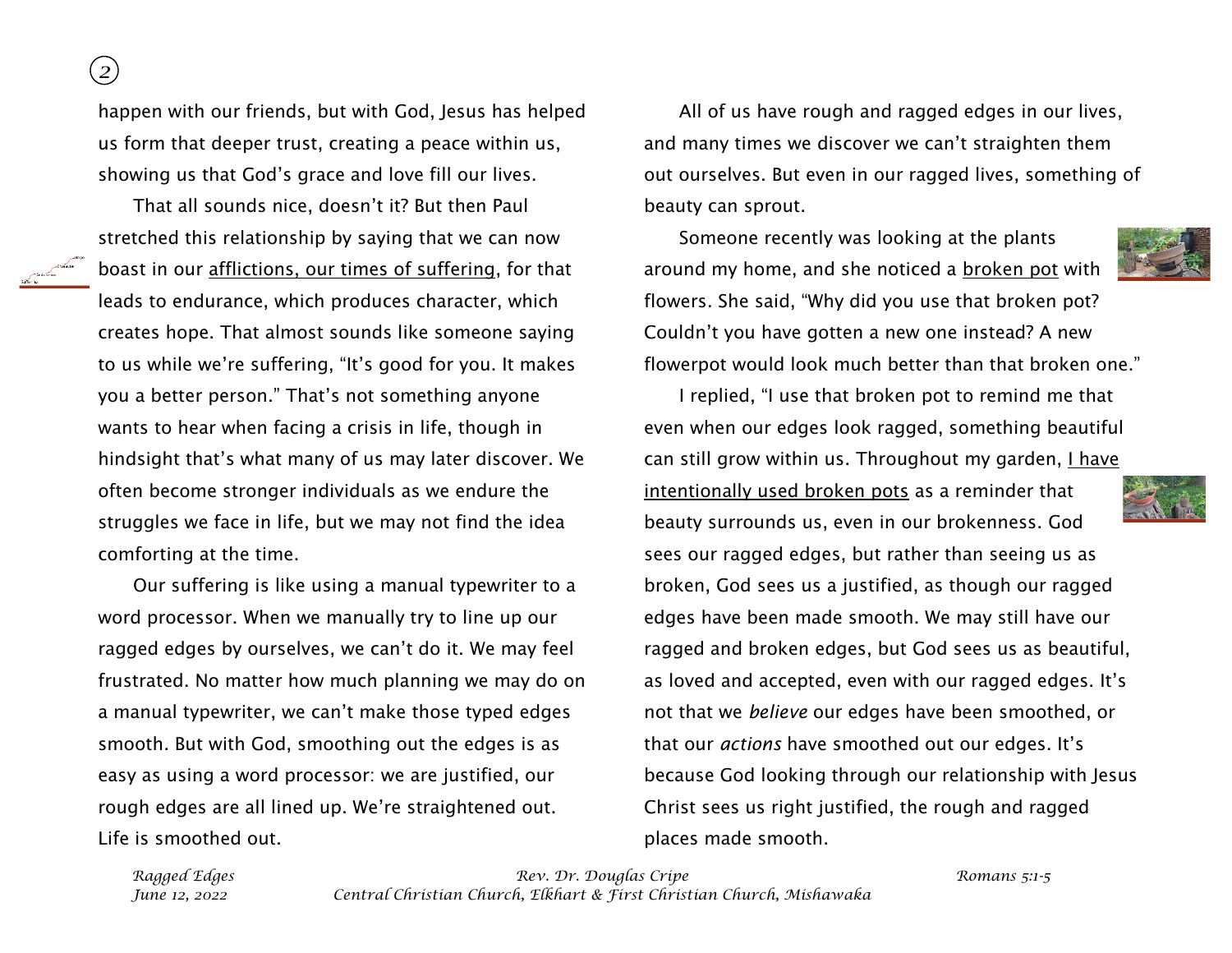happen with our friends, but with God, Jesus has helped us form that deeper trust, creating a peace within us, showing us that God's grace and love fill our lives.

That all sounds nice, doesn't it? But then Paul stretched this relationship by saying that we can now boast in our afflictions, our times of suffering, for that leads to endurance, which produces character, which creates hope. That almost sounds like someone saying to us while we're suffering, "It's good for you. It makes you a better person." That's not something anyone wants to hear when facing a crisis in life, though in hindsight that's what many of us may later discover. We often become stronger individuals as we endure the struggles we face in life, but we may not find the idea comforting at the time.

Our suffering is like using a manual typewriter to a word processor. When we manually try to line up our ragged edges by ourselves, we can't do it. We may feel frustrated. No matter how much planning we may do on a manual typewriter, we can't make those typed edges smooth. But with God, smoothing out the edges is as easy as using a word processor: we are justified, our rough edges are all lined up. We're straightened out. Life is smoothed out.

All of us have rough and ragged edges in our lives, and many times we discover we can't straighten them out ourselves. But even in our ragged lives, something of beauty can sprout.

Someone recently was looking at the plants around my home, and she noticed a broken pot with flowers. She said, "Why did you use that broken pot? Couldn't you have gotten a new one instead? A new flowerpot would look much better than that broken one."

I replied, "I use that broken pot to remind me that even when our edges look ragged, something beautiful can still grow within us. Throughout my garden, I have intentionally used broken pots as a reminder that beauty surrounds us, even in our brokenness. God sees our ragged edges, but rather than seeing us as broken, God sees us a justified, as though our ragged edges have been made smooth. We may still have our ragged and broken edges, but God sees us as beautiful, as loved and accepted, even with our ragged edges. It's not that we *believe* our edges have been smoothed, or that our *actions* have smoothed out our edges. It's because God looking through our relationship with Jesus Christ sees us right justified, the rough and ragged places made smooth.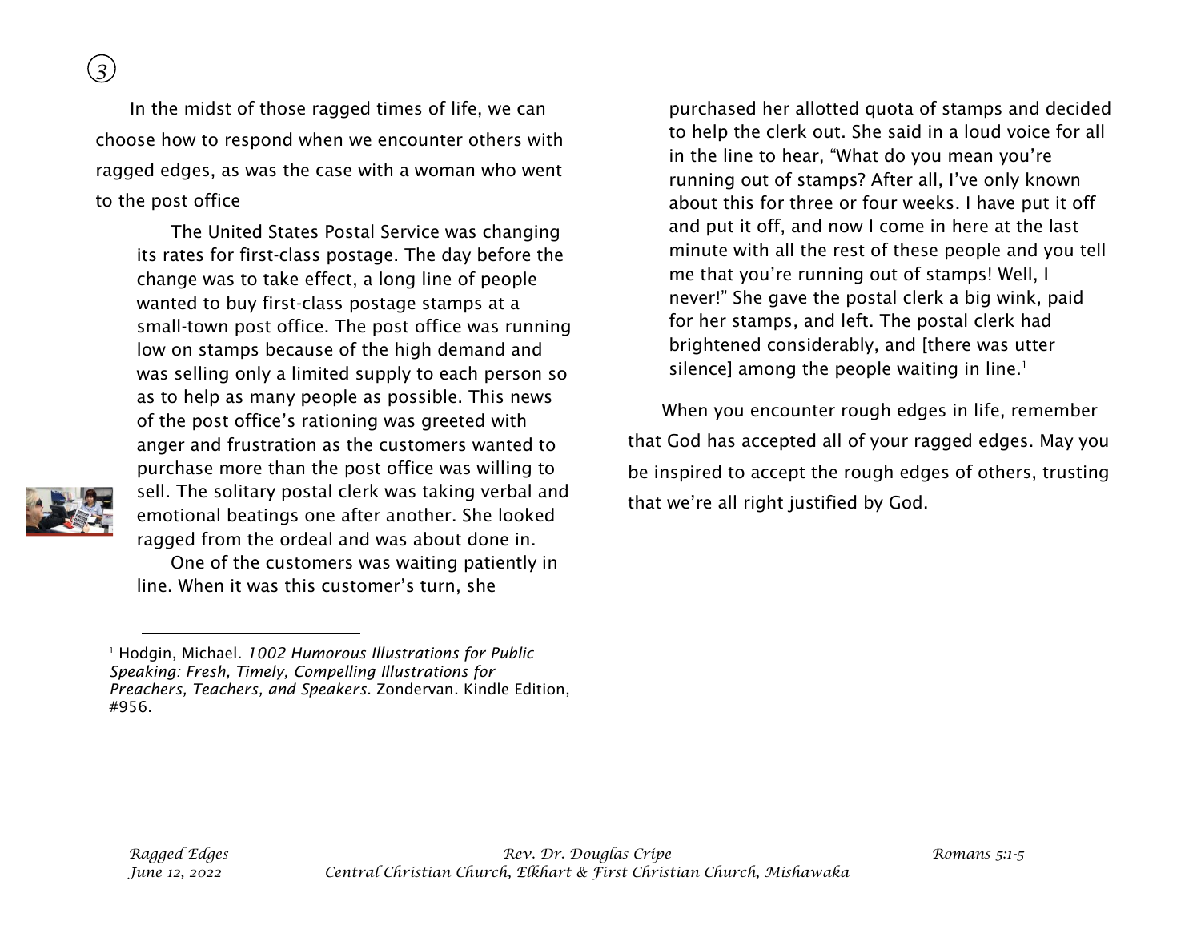In the midst of those ragged times of life, we can choose how to respond when we encounter others with ragged edges, as was the case with a woman who went to the post office

> The United States Postal Service was changing its rates for first-class postage. The day before the change was to take effect, a long line of people wanted to buy first-class postage stamps at a small-town post office. The post office was running low on stamps because of the high demand and was selling only a limited supply to each person so as to help as many people as possible. This news of the post office's rationing was greeted with anger and frustration as the customers wanted to purchase more than the post office was willing to sell. The solitary postal clerk was taking verbal and emotional beatings one after another. She looked ragged from the ordeal and was about done in.
>
> One of the customers was waiting patiently in line. When it was this customer's turn, she purchased her allotted quota of stamps and decided to help the clerk out. She said in a loud voice for all in the line to hear, "What do you mean you're running out of stamps? After all, I've only known about this for three or four weeks. I have put it off and put it off, and now I come in here at the last minute with all the rest of these people and you tell me that you're running out of stamps! Well, I never!" She gave the postal clerk a big wink, paid for her stamps, and left. The postal clerk had brightened considerably, and [there was utter silence] among the people waiting in line.[1]

When you encounter rough edges in life, remember that God has accepted all of your ragged edges. May you be inspired to accept the rough edges of others, trusting that we're all right justified by God.

---

[1] Hodgin, Michael. *1002 Humorous Illustrations for Public Speaking: Fresh, Timely, Compelling Illustrations for Preachers, Teachers, and Speakers*. Zondervan. Kindle Edition, #956.